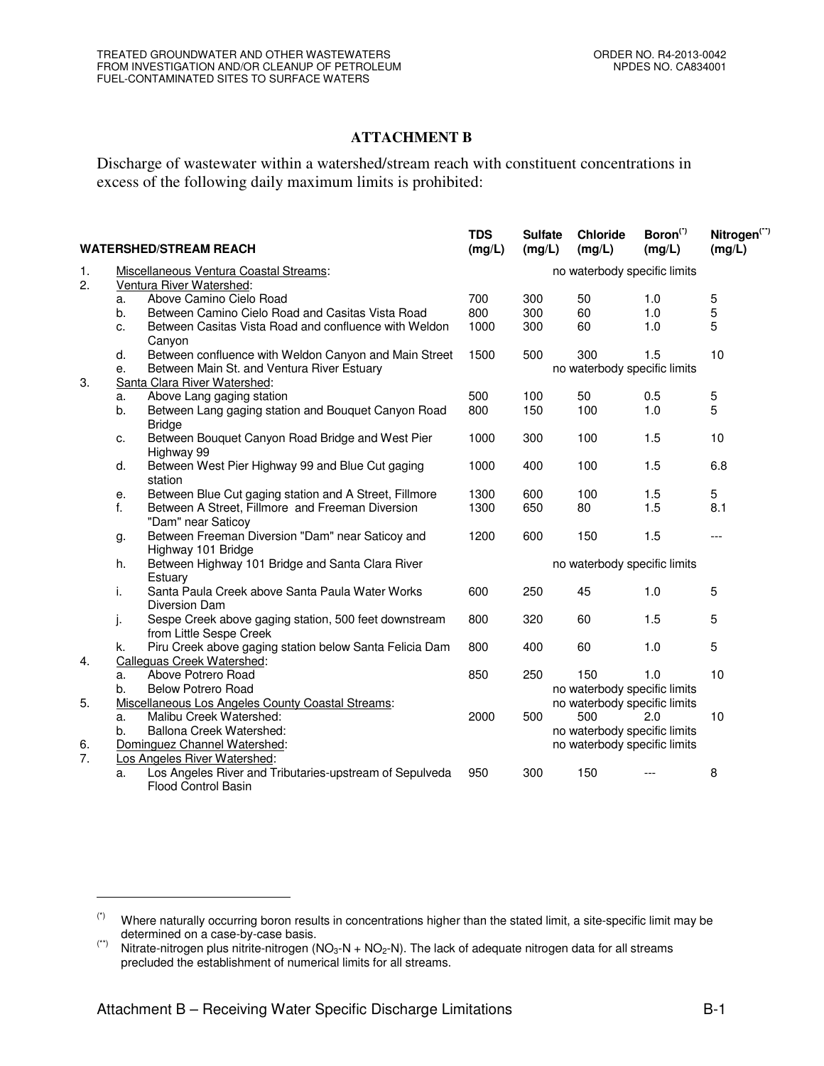## ATTACHMENT B

Discharge of wastewater within a watershed/stream reach with constituent concentrations in excess of the following daily maximum limits is prohibited:

| WATERSHED/STREAM REACH | | | TDS (mg/L) | Sulfate (mg/L) | Chloride (mg/L) | Boron[(*)] (mg/L) | Nitrogen[(**)] (mg/L) |
|---|---|---|---|---|---|---|---|
| 1. | Miscellaneous Ventura Coastal Streams: | | no waterbody specific limits | | | | |
| 2. | Ventura River Watershed: | | | | | | |
| | a. | Above Camino Cielo Road | 700 | 300 | 50 | 1.0 | 5 |
| | b. | Between Camino Cielo Road and Casitas Vista Road | 800 | 300 | 60 | 1.0 | 5 |
| | c. | Between Casitas Vista Road and confluence with Weldon Canyon | 1000 | 300 | 60 | 1.0 | 5 |
| | d. | Between confluence with Weldon Canyon and Main Street | 1500 | 500 | 300 | 1.5 | 10 |
| | e. | Between Main St. and Ventura River Estuary | no waterbody specific limits | | | | |
| 3. | Santa Clara River Watershed: | | | | | | |
| | a. | Above Lang gaging station | 500 | 100 | 50 | 0.5 | 5 |
| | b. | Between Lang gaging station and Bouquet Canyon Road Bridge | 800 | 150 | 100 | 1.0 | 5 |
| | c. | Between Bouquet Canyon Road Bridge and West Pier Highway 99 | 1000 | 300 | 100 | 1.5 | 10 |
| | d. | Between West Pier Highway 99 and Blue Cut gaging station | 1000 | 400 | 100 | 1.5 | 6.8 |
| | e. | Between Blue Cut gaging station and A Street, Fillmore | 1300 | 600 | 100 | 1.5 | 5 |
| | f. | Between A Street, Fillmore and Freeman Diversion "Dam" near Saticoy | 1300 | 650 | 80 | 1.5 | 8.1 |
| | g. | Between Freeman Diversion "Dam" near Saticoy and Highway 101 Bridge | 1200 | 600 | 150 | 1.5 | --- |
| | h. | Between Highway 101 Bridge and Santa Clara River Estuary | no waterbody specific limits | | | | |
| | i. | Santa Paula Creek above Santa Paula Water Works Diversion Dam | 600 | 250 | 45 | 1.0 | 5 |
| | j. | Sespe Creek above gaging station, 500 feet downstream from Little Sespe Creek | 800 | 320 | 60 | 1.5 | 5 |
| | k. | Piru Creek above gaging station below Santa Felicia Dam | 800 | 400 | 60 | 1.0 | 5 |
| 4. | Calleguas Creek Watershed: | | | | | | |
| | a. | Above Potrero Road | 850 | 250 | 150 | 1.0 | 10 |
| | b. | Below Potrero Road | no waterbody specific limits | | | | |
| 5. | Miscellaneous Los Angeles County Coastal Streams: | | no waterbody specific limits | | | | |
| | a. | Malibu Creek Watershed: | 2000 | 500 | 500 | 2.0 | 10 |
| | b. | Ballona Creek Watershed: | no waterbody specific limits | | | | |
| 6. | Dominguez Channel Watershed: | | no waterbody specific limits | | | | |
| 7. | Los Angeles River Watershed: | | | | | | |
| | a. | Los Angeles River and Tributaries-upstream of Sepulveda Flood Control Basin | 950 | 300 | 150 | --- | 8 |

(*) Where naturally occurring boron results in concentrations higher than the stated limit, a site-specific limit may be determined on a case-by-case basis.

(**) Nitrate-nitrogen plus nitrite-nitrogen ($NO_3$-N + $NO_2$-N). The lack of adequate nitrogen data for all streams precluded the establishment of numerical limits for all streams.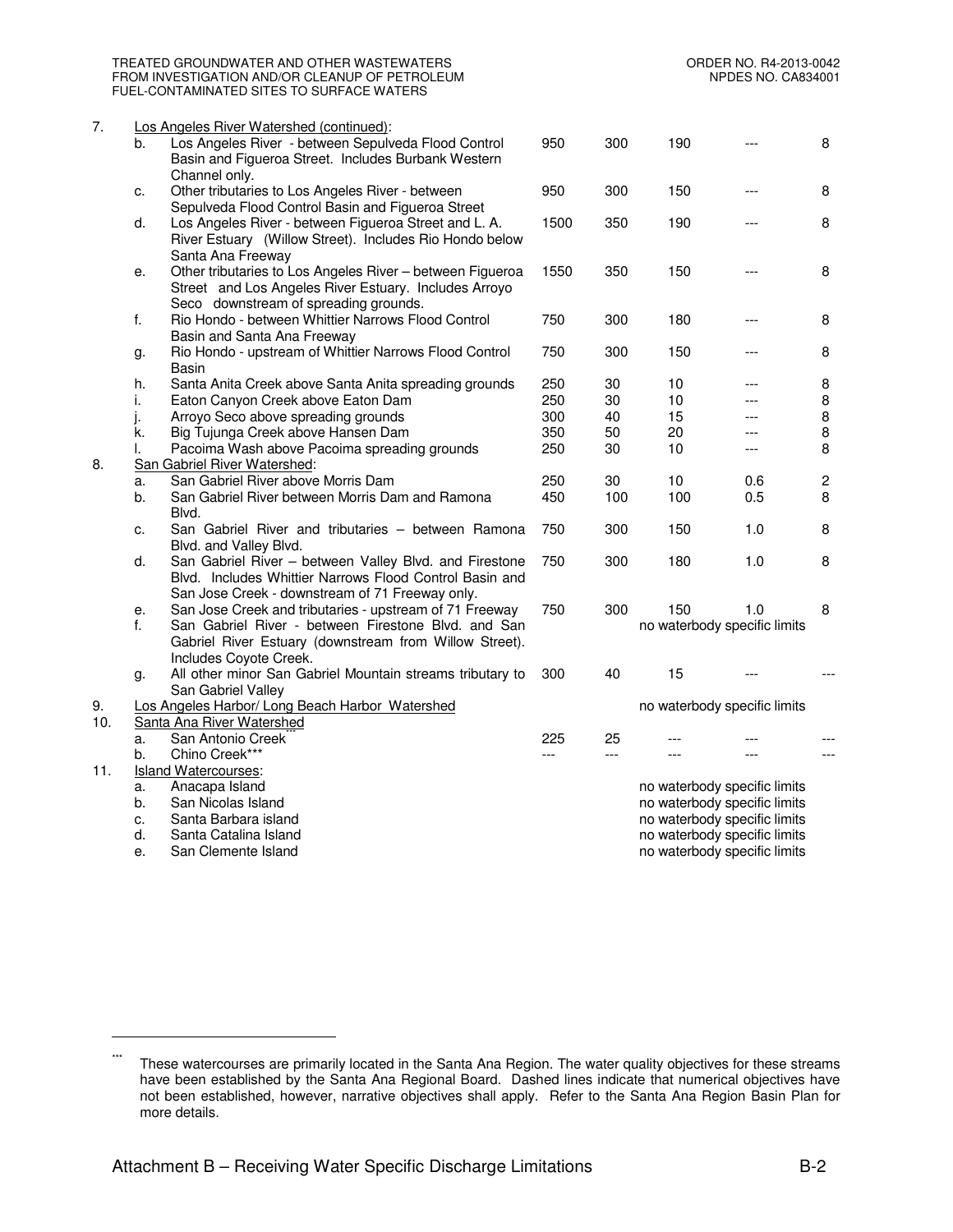| | | | | | | |
|---|---|---|---|---|---|---|
| 7. | Los Angeles River Watershed (continued): | | | | | |
| b. | Los Angeles River - between Sepulveda Flood Control Basin and Figueroa Street. Includes Burbank Western Channel only. | 950 | 300 | 190 | --- | 8 |
| c. | Other tributaries to Los Angeles River - between Sepulveda Flood Control Basin and Figueroa Street | 950 | 300 | 150 | --- | 8 |
| d. | Los Angeles River - between Figueroa Street and L. A. River Estuary (Willow Street). Includes Rio Hondo below Santa Ana Freeway | 1500 | 350 | 190 | --- | 8 |
| e. | Other tributaries to Los Angeles River – between Figueroa Street and Los Angeles River Estuary. Includes Arroyo Seco downstream of spreading grounds. | 1550 | 350 | 150 | --- | 8 |
| f. | Rio Hondo - between Whittier Narrows Flood Control Basin and Santa Ana Freeway | 750 | 300 | 180 | --- | 8 |
| g. | Rio Hondo - upstream of Whittier Narrows Flood Control Basin | 750 | 300 | 150 | --- | 8 |
| h. | Santa Anita Creek above Santa Anita spreading grounds | 250 | 30 | 10 | --- | 8 |
| i. | Eaton Canyon Creek above Eaton Dam | 250 | 30 | 10 | --- | 8 |
| j. | Arroyo Seco above spreading grounds | 300 | 40 | 15 | --- | 8 |
| k. | Big Tujunga Creek above Hansen Dam | 350 | 50 | 20 | --- | 8 |
| l. | Pacoima Wash above Pacoima spreading grounds | 250 | 30 | 10 | --- | 8 |
| 8. | San Gabriel River Watershed: | | | | | |
| a. | San Gabriel River above Morris Dam | 250 | 30 | 10 | 0.6 | 2 |
| b. | San Gabriel River between Morris Dam and Ramona Blvd. | 450 | 100 | 100 | 0.5 | 8 |
| c. | San Gabriel River and tributaries – between Ramona Blvd. and Valley Blvd. | 750 | 300 | 150 | 1.0 | 8 |
| d. | San Gabriel River – between Valley Blvd. and Firestone Blvd. Includes Whittier Narrows Flood Control Basin and San Jose Creek - downstream of 71 Freeway only. | 750 | 300 | 180 | 1.0 | 8 |
| e. | San Jose Creek and tributaries - upstream of 71 Freeway | 750 | 300 | 150 | 1.0 | 8 |
| f. | San Gabriel River - between Firestone Blvd. and San Gabriel River Estuary (downstream from Willow Street). Includes Coyote Creek. | | | no waterbody specific limits | | |
| g. | All other minor San Gabriel Mountain streams tributary to San Gabriel Valley | 300 | 40 | 15 | --- | --- |
| 9. | Los Angeles Harbor/ Long Beach Harbor Watershed | | | no waterbody specific limits | | |
| 10. | Santa Ana River Watershed | | | | | |
| a. | San Antonio Creek*** | 225 | 25 | --- | --- | --- |
| b. | Chino Creek*** | --- | --- | --- | --- | --- |
| 11. | Island Watercourses: | | | | | |
| a. | Anacapa Island | | | no waterbody specific limits | | |
| b. | San Nicolas Island | | | no waterbody specific limits | | |
| c. | Santa Barbara island | | | no waterbody specific limits | | |
| d. | Santa Catalina Island | | | no waterbody specific limits | | |
| e. | San Clemente Island | | | no waterbody specific limits | | |

*** These watercourses are primarily located in the Santa Ana Region. The water quality objectives for these streams have been established by the Santa Ana Regional Board. Dashed lines indicate that numerical objectives have not been established, however, narrative objectives shall apply. Refer to the Santa Ana Region Basin Plan for more details.